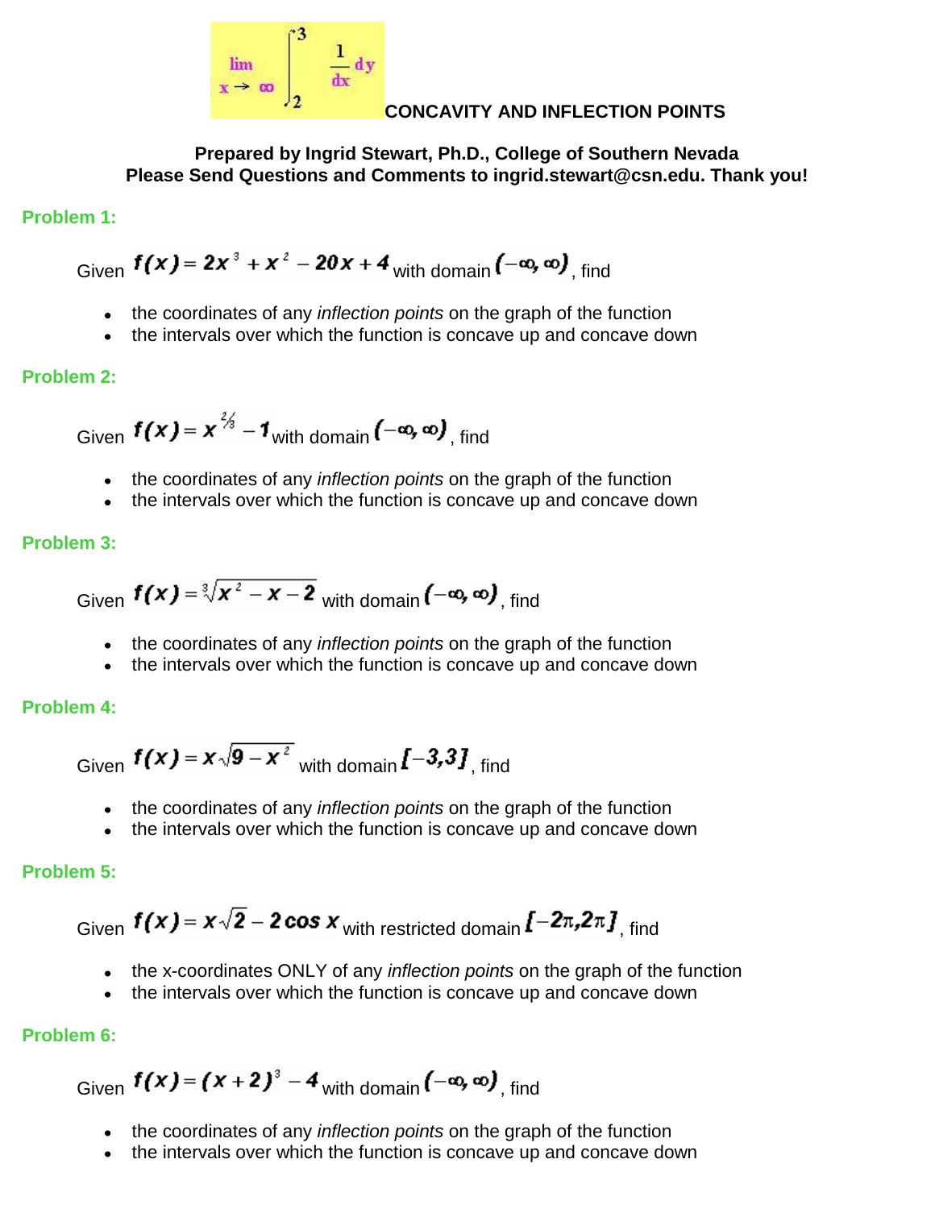$$\lim_{x \to \infty} \int_2^3 \frac{1}{dx} dy$$

# CONCAVITY AND INFLECTION POINTS

**Prepared by Ingrid Stewart, Ph.D., College of Southern Nevada**
**Please Send Questions and Comments to ingrid.stewart@csn.edu. Thank you!**

## Problem 1:

Given $f(x) = 2x^3 + x^2 - 20x + 4$ with domain $(-\infty, \infty)$, find

- the coordinates of any *inflection points* on the graph of the function
- the intervals over which the function is concave up and concave down

## Problem 2:

Given $f(x) = x^{2/3} - 1$ with domain $(-\infty, \infty)$, find

- the coordinates of any *inflection points* on the graph of the function
- the intervals over which the function is concave up and concave down

## Problem 3:

Given $f(x) = \sqrt[3]{x^2 - x - 2}$ with domain $(-\infty, \infty)$, find

- the coordinates of any *inflection points* on the graph of the function
- the intervals over which the function is concave up and concave down

## Problem 4:

Given $f(x) = x\sqrt{9 - x^2}$ with domain $[-3, 3]$, find

- the coordinates of any *inflection points* on the graph of the function
- the intervals over which the function is concave up and concave down

## Problem 5:

Given $f(x) = x\sqrt{2} - 2\cos x$ with restricted domain $[-2\pi, 2\pi]$, find

- the x-coordinates ONLY of any *inflection points* on the graph of the function
- the intervals over which the function is concave up and concave down

## Problem 6:

Given $f(x) = (x + 2)^3 - 4$ with domain $(-\infty, \infty)$, find

- the coordinates of any *inflection points* on the graph of the function
- the intervals over which the function is concave up and concave down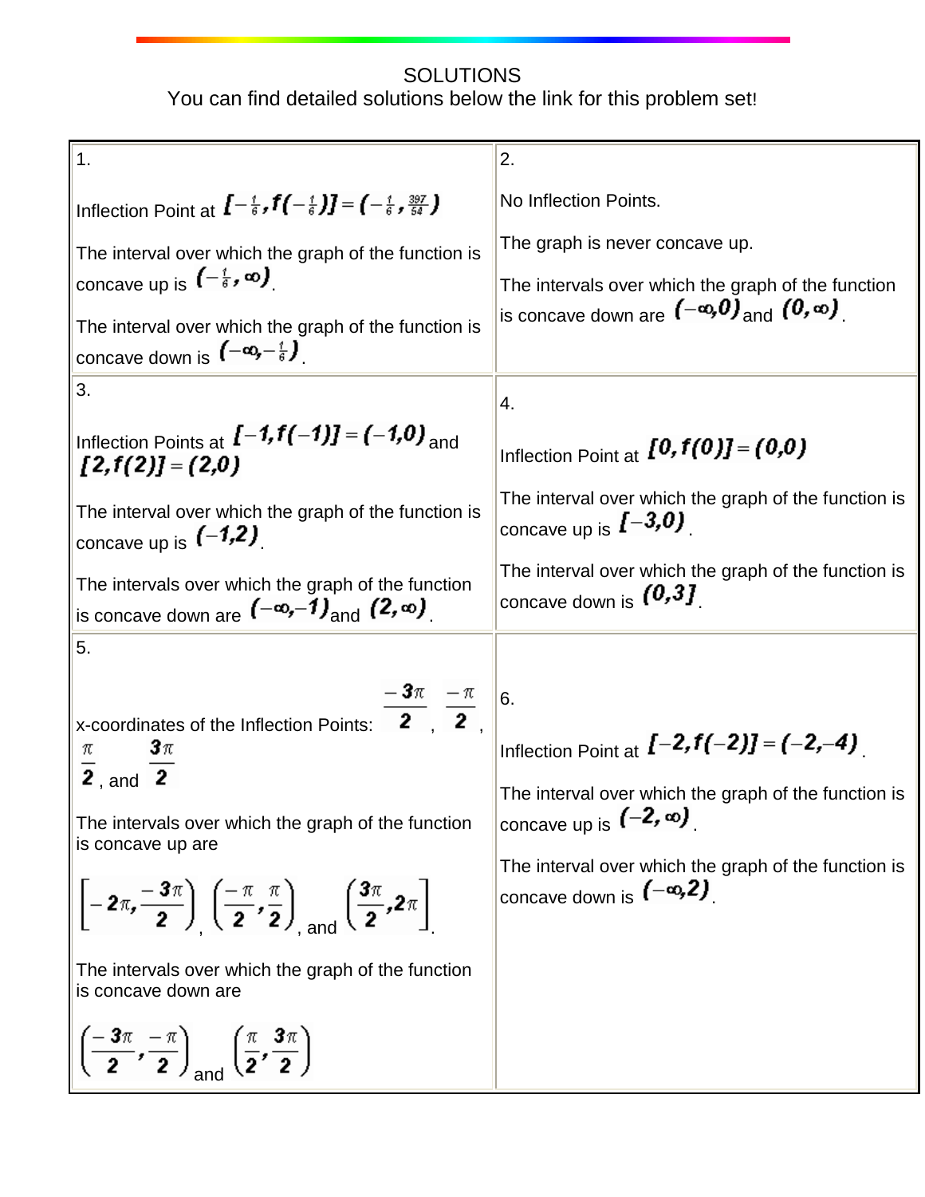SOLUTIONS

You can find detailed solutions below the link for this problem set!

| | |
|---|---|
| 1.<br><br>Inflection Point at $\left[-\frac{1}{6}, f\left(-\frac{1}{6}\right)\right] = \left(-\frac{1}{6}, \frac{397}{54}\right)$<br><br>The interval over which the graph of the function is concave up is $\left(-\frac{1}{6}, \infty\right)$.<br><br>The interval over which the graph of the function is concave down is $\left(-\infty, -\frac{1}{6}\right)$. | 2.<br><br>No Inflection Points.<br><br>The graph is never concave up.<br><br>The intervals over which the graph of the function is concave down are $(-\infty, 0)$ and $(0, \infty)$. |
| 3.<br><br>Inflection Points at $[-1, f(-1)] = (-1, 0)$ and $[2, f(2)] = (2, 0)$<br><br>The interval over which the graph of the function is concave up is $(-1, 2)$.<br><br>The intervals over which the graph of the function is concave down are $(-\infty, -1)$ and $(2, \infty)$. | 4.<br><br>Inflection Point at $[0, f(0)] = (0, 0)$<br><br>The interval over which the graph of the function is concave up is $[-3, 0)$.<br><br>The interval over which the graph of the function is concave down is $(0, 3]$. |
| 5.<br><br>x-coordinates of the Inflection Points: $\frac{-3\pi}{2}$, $\frac{-\pi}{2}$, $\frac{\pi}{2}$, and $\frac{3\pi}{2}$<br><br>The intervals over which the graph of the function is concave up are<br><br>$\left[-2\pi, \frac{-3\pi}{2}\right)$, $\left(\frac{-\pi}{2}, \frac{\pi}{2}\right)$, and $\left(\frac{3\pi}{2}, 2\pi\right]$.<br><br>The intervals over which the graph of the function is concave down are<br><br>$\left(\frac{-3\pi}{2}, \frac{-\pi}{2}\right)$ and $\left(\frac{\pi}{2}, \frac{3\pi}{2}\right)$ | 6.<br><br>Inflection Point at $[-2, f(-2)] = (-2, -4)$.<br><br>The interval over which the graph of the function is concave up is $(-2, \infty)$.<br><br>The interval over which the graph of the function is concave down is $(-\infty, 2)$. |